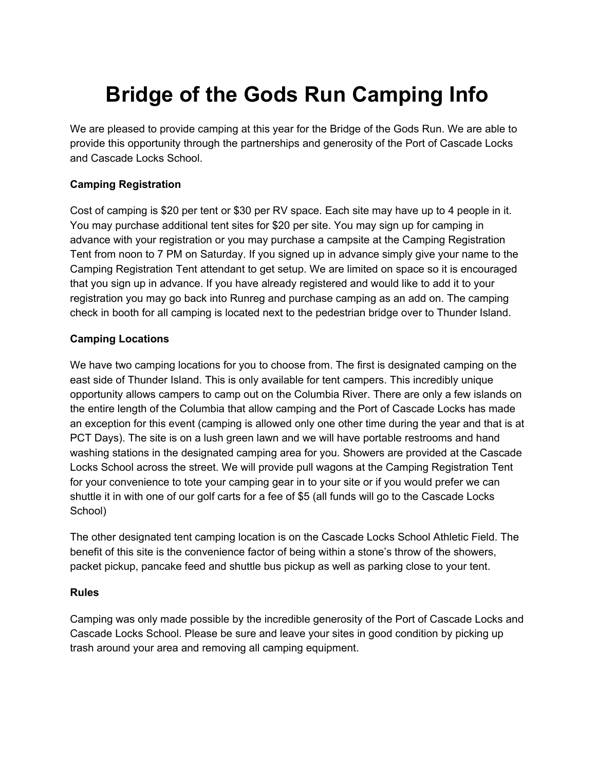# Bridge of the Gods Run Camping Info

We are pleased to provide camping at this year for the Bridge of the Gods Run. We are able to provide this opportunity through the partnerships and generosity of the Port of Cascade Locks and Cascade Locks School.

**Camping Registration**

Cost of camping is $20 per tent or $30 per RV space. Each site may have up to 4 people in it. You may purchase additional tent sites for $20 per site. You may sign up for camping in advance with your registration or you may purchase a campsite at the Camping Registration Tent from noon to 7 PM on Saturday. If you signed up in advance simply give your name to the Camping Registration Tent attendant to get setup. We are limited on space so it is encouraged that you sign up in advance. If you have already registered and would like to add it to your registration you may go back into Runreg and purchase camping as an add on. The camping check in booth for all camping is located next to the pedestrian bridge over to Thunder Island.

**Camping Locations**

We have two camping locations for you to choose from. The first is designated camping on the east side of Thunder Island. This is only available for tent campers. This incredibly unique opportunity allows campers to camp out on the Columbia River. There are only a few islands on the entire length of the Columbia that allow camping and the Port of Cascade Locks has made an exception for this event (camping is allowed only one other time during the year and that is at PCT Days). The site is on a lush green lawn and we will have portable restrooms and hand washing stations in the designated camping area for you. Showers are provided at the Cascade Locks School across the street. We will provide pull wagons at the Camping Registration Tent for your convenience to tote your camping gear in to your site or if you would prefer we can shuttle it in with one of our golf carts for a fee of $5 (all funds will go to the Cascade Locks School)

The other designated tent camping location is on the Cascade Locks School Athletic Field. The benefit of this site is the convenience factor of being within a stone's throw of the showers, packet pickup, pancake feed and shuttle bus pickup as well as parking close to your tent.

**Rules**

Camping was only made possible by the incredible generosity of the Port of Cascade Locks and Cascade Locks School. Please be sure and leave your sites in good condition by picking up trash around your area and removing all camping equipment.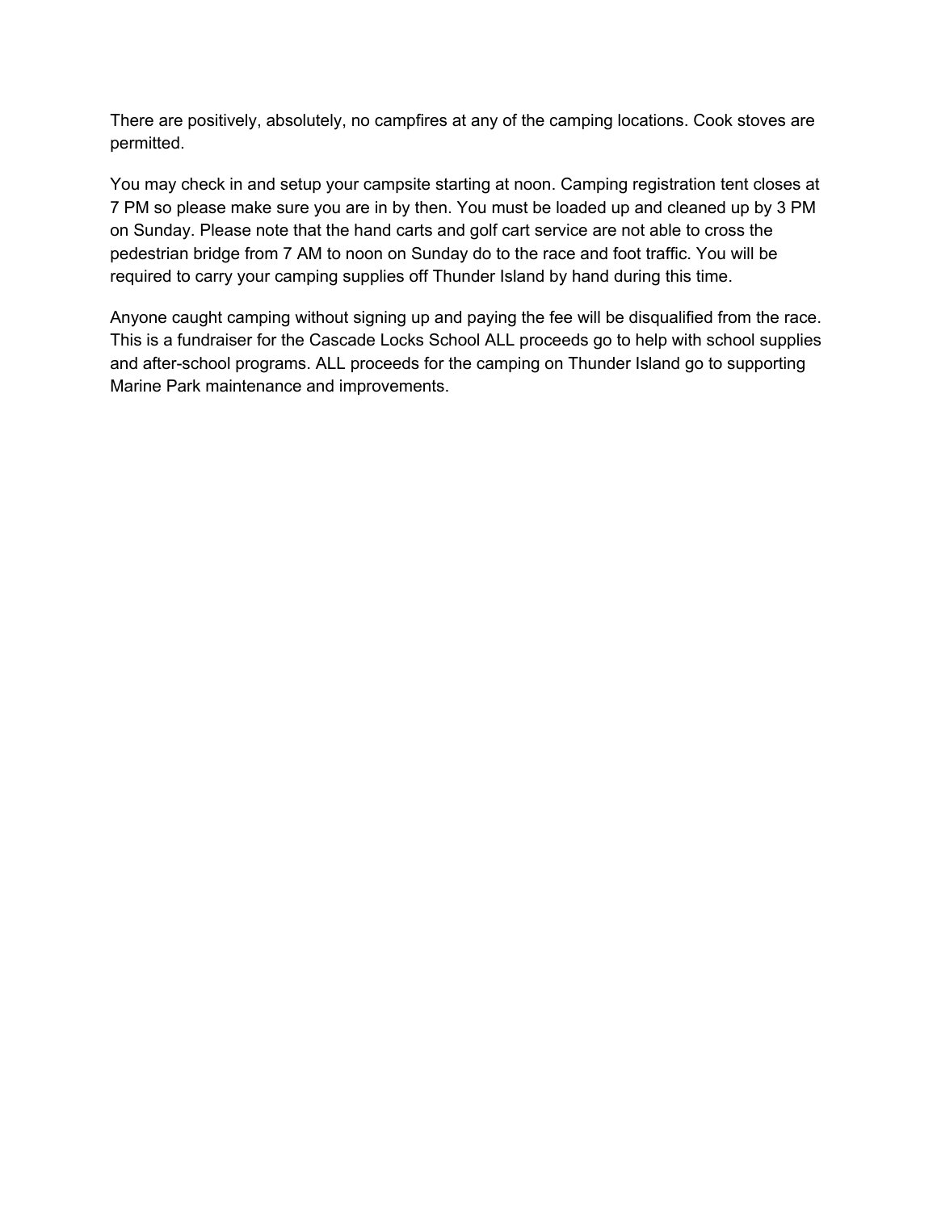There are positively, absolutely, no campfires at any of the camping locations. Cook stoves are permitted.

You may check in and setup your campsite starting at noon. Camping registration tent closes at 7 PM so please make sure you are in by then. You must be loaded up and cleaned up by 3 PM on Sunday. Please note that the hand carts and golf cart service are not able to cross the pedestrian bridge from 7 AM to noon on Sunday do to the race and foot traffic. You will be required to carry your camping supplies off Thunder Island by hand during this time.

Anyone caught camping without signing up and paying the fee will be disqualified from the race. This is a fundraiser for the Cascade Locks School ALL proceeds go to help with school supplies and after-school programs. ALL proceeds for the camping on Thunder Island go to supporting Marine Park maintenance and improvements.